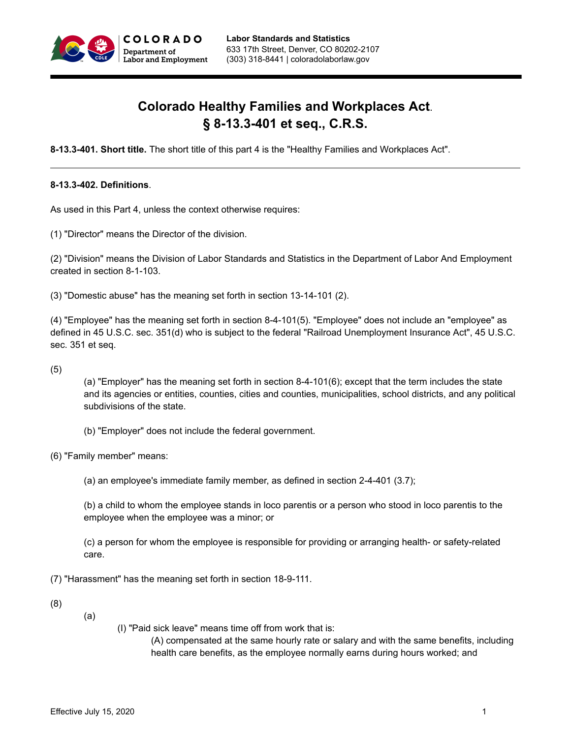Labor Standards and Statistics
633 17th Street, Denver, CO 80202-2107
(303) 318-8441 | coloradolaborlaw.gov

# Colorado Healthy Families and Workplaces Act.
# § 8-13.3-401 et seq., C.R.S.

**8-13.3-401. Short title.** The short title of this part 4 is the "Healthy Families and Workplaces Act".

---

**8-13.3-402. Definitions**.

As used in this Part 4, unless the context otherwise requires:

(1) "Director" means the Director of the division.

(2) "Division" means the Division of Labor Standards and Statistics in the Department of Labor And Employment created in section 8-1-103.

(3) "Domestic abuse" has the meaning set forth in section 13-14-101 (2).

(4) "Employee" has the meaning set forth in section 8-4-101(5). "Employee" does not include an "employee" as defined in 45 U.S.C. sec. 351(d) who is subject to the federal "Railroad Unemployment Insurance Act", 45 U.S.C. sec. 351 et seq.

(5)

(a) "Employer" has the meaning set forth in section 8-4-101(6); except that the term includes the state and its agencies or entities, counties, cities and counties, municipalities, school districts, and any political subdivisions of the state.

(b) "Employer" does not include the federal government.

(6) "Family member" means:

(a) an employee's immediate family member, as defined in section 2-4-401 (3.7);

(b) a child to whom the employee stands in loco parentis or a person who stood in loco parentis to the employee when the employee was a minor; or

(c) a person for whom the employee is responsible for providing or arranging health- or safety-related care.

(7) "Harassment" has the meaning set forth in section 18-9-111.

(8)

(a)

(I) "Paid sick leave" means time off from work that is:

(A) compensated at the same hourly rate or salary and with the same benefits, including health care benefits, as the employee normally earns during hours worked; and

Effective July 15, 2020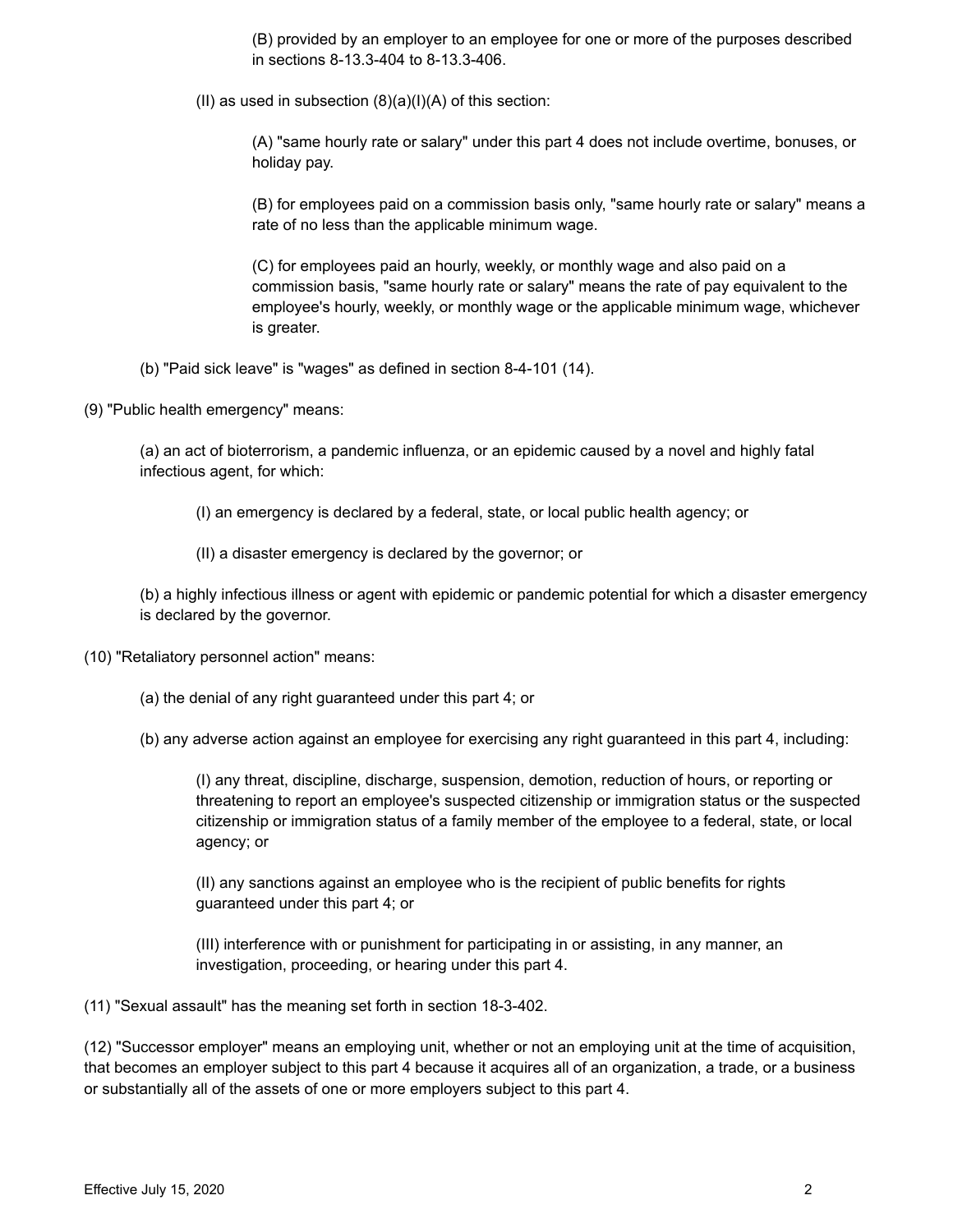(B) provided by an employer to an employee for one or more of the purposes described in sections 8-13.3-404 to 8-13.3-406.

(II) as used in subsection (8)(a)(I)(A) of this section:

(A) "same hourly rate or salary" under this part 4 does not include overtime, bonuses, or holiday pay.

(B) for employees paid on a commission basis only, "same hourly rate or salary" means a rate of no less than the applicable minimum wage.

(C) for employees paid an hourly, weekly, or monthly wage and also paid on a commission basis, "same hourly rate or salary" means the rate of pay equivalent to the employee's hourly, weekly, or monthly wage or the applicable minimum wage, whichever is greater.

(b) "Paid sick leave" is "wages" as defined in section 8-4-101 (14).

(9) "Public health emergency" means:

(a) an act of bioterrorism, a pandemic influenza, or an epidemic caused by a novel and highly fatal infectious agent, for which:

(I) an emergency is declared by a federal, state, or local public health agency; or

(II) a disaster emergency is declared by the governor; or

(b) a highly infectious illness or agent with epidemic or pandemic potential for which a disaster emergency is declared by the governor.

(10) "Retaliatory personnel action" means:

(a) the denial of any right guaranteed under this part 4; or

(b) any adverse action against an employee for exercising any right guaranteed in this part 4, including:

(I) any threat, discipline, discharge, suspension, demotion, reduction of hours, or reporting or threatening to report an employee's suspected citizenship or immigration status or the suspected citizenship or immigration status of a family member of the employee to a federal, state, or local agency; or

(II) any sanctions against an employee who is the recipient of public benefits for rights guaranteed under this part 4; or

(III) interference with or punishment for participating in or assisting, in any manner, an investigation, proceeding, or hearing under this part 4.

(11) "Sexual assault" has the meaning set forth in section 18-3-402.

(12) "Successor employer" means an employing unit, whether or not an employing unit at the time of acquisition, that becomes an employer subject to this part 4 because it acquires all of an organization, a trade, or a business or substantially all of the assets of one or more employers subject to this part 4.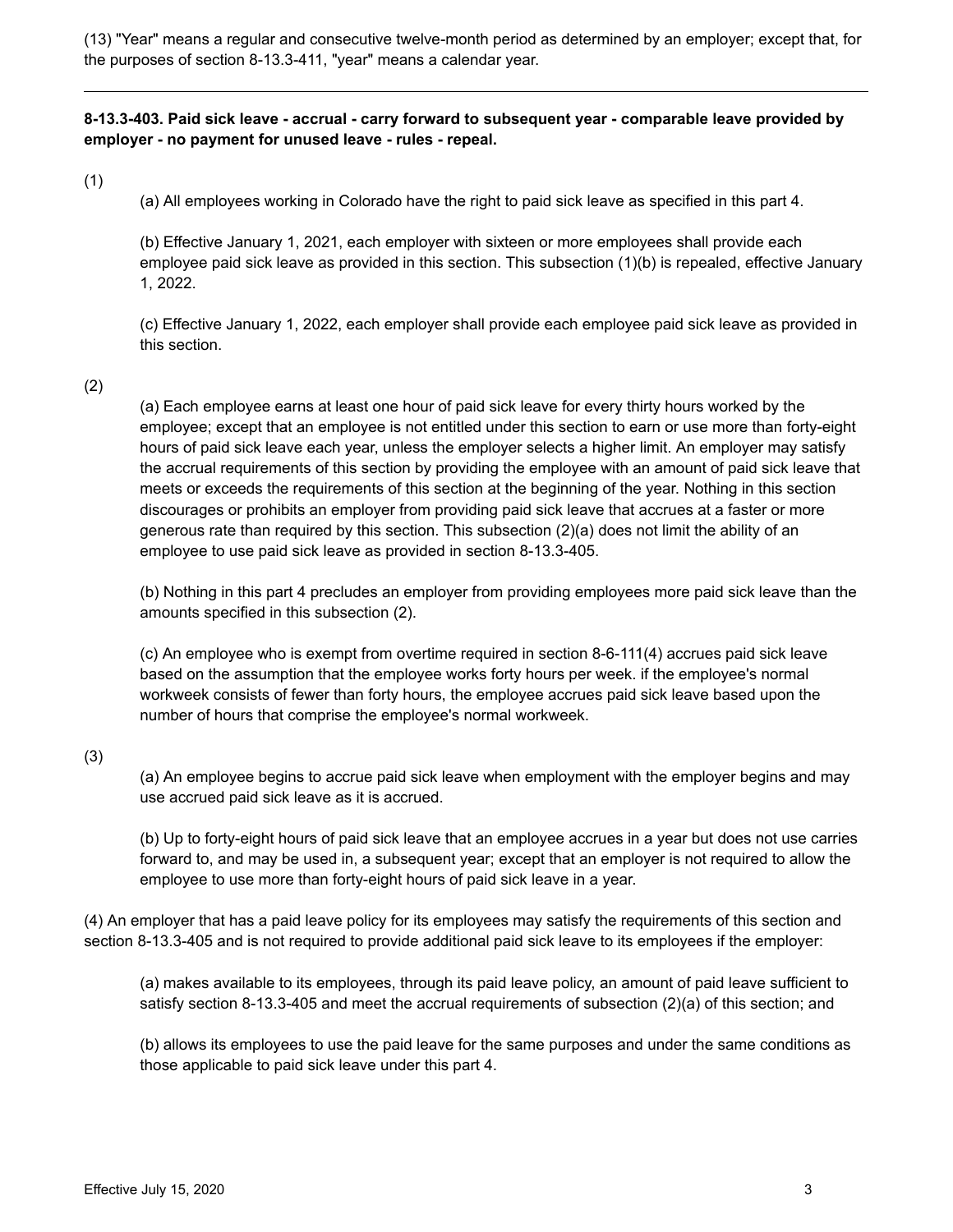(13) "Year" means a regular and consecutive twelve-month period as determined by an employer; except that, for the purposes of section 8-13.3-411, "year" means a calendar year.

---

**8-13.3-403. Paid sick leave - accrual - carry forward to subsequent year - comparable leave provided by employer - no payment for unused leave - rules - repeal.**

(1)

(a) All employees working in Colorado have the right to paid sick leave as specified in this part 4.

(b) Effective January 1, 2021, each employer with sixteen or more employees shall provide each employee paid sick leave as provided in this section. This subsection (1)(b) is repealed, effective January 1, 2022.

(c) Effective January 1, 2022, each employer shall provide each employee paid sick leave as provided in this section.

(2)

(a) Each employee earns at least one hour of paid sick leave for every thirty hours worked by the employee; except that an employee is not entitled under this section to earn or use more than forty-eight hours of paid sick leave each year, unless the employer selects a higher limit. An employer may satisfy the accrual requirements of this section by providing the employee with an amount of paid sick leave that meets or exceeds the requirements of this section at the beginning of the year. Nothing in this section discourages or prohibits an employer from providing paid sick leave that accrues at a faster or more generous rate than required by this section. This subsection (2)(a) does not limit the ability of an employee to use paid sick leave as provided in section 8-13.3-405.

(b) Nothing in this part 4 precludes an employer from providing employees more paid sick leave than the amounts specified in this subsection (2).

(c) An employee who is exempt from overtime required in section 8-6-111(4) accrues paid sick leave based on the assumption that the employee works forty hours per week. if the employee's normal workweek consists of fewer than forty hours, the employee accrues paid sick leave based upon the number of hours that comprise the employee's normal workweek.

(3)

(a) An employee begins to accrue paid sick leave when employment with the employer begins and may use accrued paid sick leave as it is accrued.

(b) Up to forty-eight hours of paid sick leave that an employee accrues in a year but does not use carries forward to, and may be used in, a subsequent year; except that an employer is not required to allow the employee to use more than forty-eight hours of paid sick leave in a year.

(4) An employer that has a paid leave policy for its employees may satisfy the requirements of this section and section 8-13.3-405 and is not required to provide additional paid sick leave to its employees if the employer:

(a) makes available to its employees, through its paid leave policy, an amount of paid leave sufficient to satisfy section 8-13.3-405 and meet the accrual requirements of subsection (2)(a) of this section; and

(b) allows its employees to use the paid leave for the same purposes and under the same conditions as those applicable to paid sick leave under this part 4.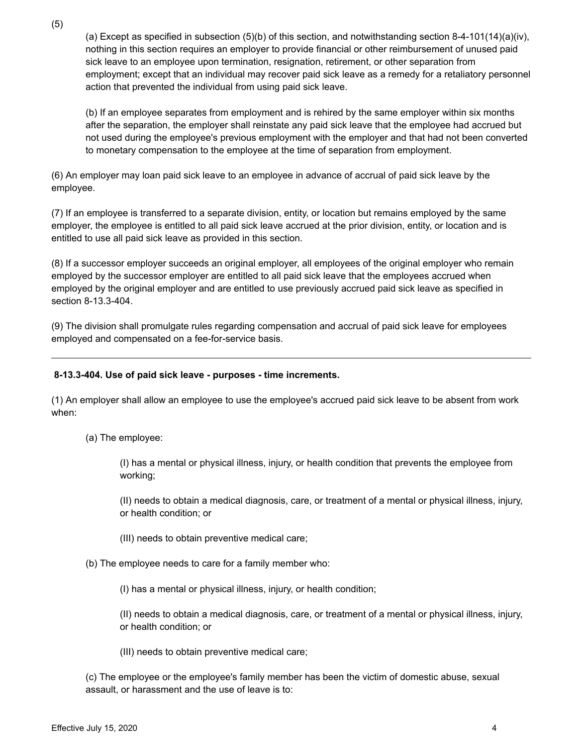(5)

(a) Except as specified in subsection (5)(b) of this section, and notwithstanding section 8-4-101(14)(a)(iv), nothing in this section requires an employer to provide financial or other reimbursement of unused paid sick leave to an employee upon termination, resignation, retirement, or other separation from employment; except that an individual may recover paid sick leave as a remedy for a retaliatory personnel action that prevented the individual from using paid sick leave.

(b) If an employee separates from employment and is rehired by the same employer within six months after the separation, the employer shall reinstate any paid sick leave that the employee had accrued but not used during the employee's previous employment with the employer and that had not been converted to monetary compensation to the employee at the time of separation from employment.

(6) An employer may loan paid sick leave to an employee in advance of accrual of paid sick leave by the employee.

(7) If an employee is transferred to a separate division, entity, or location but remains employed by the same employer, the employee is entitled to all paid sick leave accrued at the prior division, entity, or location and is entitled to use all paid sick leave as provided in this section.

(8) If a successor employer succeeds an original employer, all employees of the original employer who remain employed by the successor employer are entitled to all paid sick leave that the employees accrued when employed by the original employer and are entitled to use previously accrued paid sick leave as specified in section 8-13.3-404.

(9) The division shall promulgate rules regarding compensation and accrual of paid sick leave for employees employed and compensated on a fee-for-service basis.

---

**8-13.3-404. Use of paid sick leave - purposes - time increments.**

(1) An employer shall allow an employee to use the employee's accrued paid sick leave to be absent from work when:

(a) The employee:

(I) has a mental or physical illness, injury, or health condition that prevents the employee from working;

(II) needs to obtain a medical diagnosis, care, or treatment of a mental or physical illness, injury, or health condition; or

(III) needs to obtain preventive medical care;

(b) The employee needs to care for a family member who:

(I) has a mental or physical illness, injury, or health condition;

(II) needs to obtain a medical diagnosis, care, or treatment of a mental or physical illness, injury, or health condition; or

(III) needs to obtain preventive medical care;

(c) The employee or the employee's family member has been the victim of domestic abuse, sexual assault, or harassment and the use of leave is to: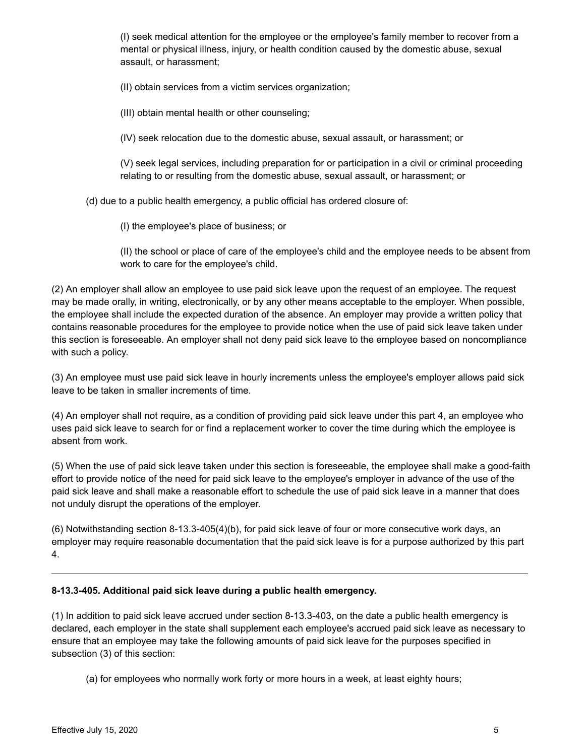(I) seek medical attention for the employee or the employee's family member to recover from a mental or physical illness, injury, or health condition caused by the domestic abuse, sexual assault, or harassment;

(II) obtain services from a victim services organization;

(III) obtain mental health or other counseling;

(IV) seek relocation due to the domestic abuse, sexual assault, or harassment; or

(V) seek legal services, including preparation for or participation in a civil or criminal proceeding relating to or resulting from the domestic abuse, sexual assault, or harassment; or

(d) due to a public health emergency, a public official has ordered closure of:

(I) the employee's place of business; or

(II) the school or place of care of the employee's child and the employee needs to be absent from work to care for the employee's child.

(2) An employer shall allow an employee to use paid sick leave upon the request of an employee. The request may be made orally, in writing, electronically, or by any other means acceptable to the employer. When possible, the employee shall include the expected duration of the absence. An employer may provide a written policy that contains reasonable procedures for the employee to provide notice when the use of paid sick leave taken under this section is foreseeable. An employer shall not deny paid sick leave to the employee based on noncompliance with such a policy.

(3) An employee must use paid sick leave in hourly increments unless the employee's employer allows paid sick leave to be taken in smaller increments of time.

(4) An employer shall not require, as a condition of providing paid sick leave under this part 4, an employee who uses paid sick leave to search for or find a replacement worker to cover the time during which the employee is absent from work.

(5) When the use of paid sick leave taken under this section is foreseeable, the employee shall make a good-faith effort to provide notice of the need for paid sick leave to the employee's employer in advance of the use of the paid sick leave and shall make a reasonable effort to schedule the use of paid sick leave in a manner that does not unduly disrupt the operations of the employer.

(6) Notwithstanding section 8-13.3-405(4)(b), for paid sick leave of four or more consecutive work days, an employer may require reasonable documentation that the paid sick leave is for a purpose authorized by this part 4.

---

**8-13.3-405. Additional paid sick leave during a public health emergency.**

(1) In addition to paid sick leave accrued under section 8-13.3-403, on the date a public health emergency is declared, each employer in the state shall supplement each employee's accrued paid sick leave as necessary to ensure that an employee may take the following amounts of paid sick leave for the purposes specified in subsection (3) of this section:

(a) for employees who normally work forty or more hours in a week, at least eighty hours;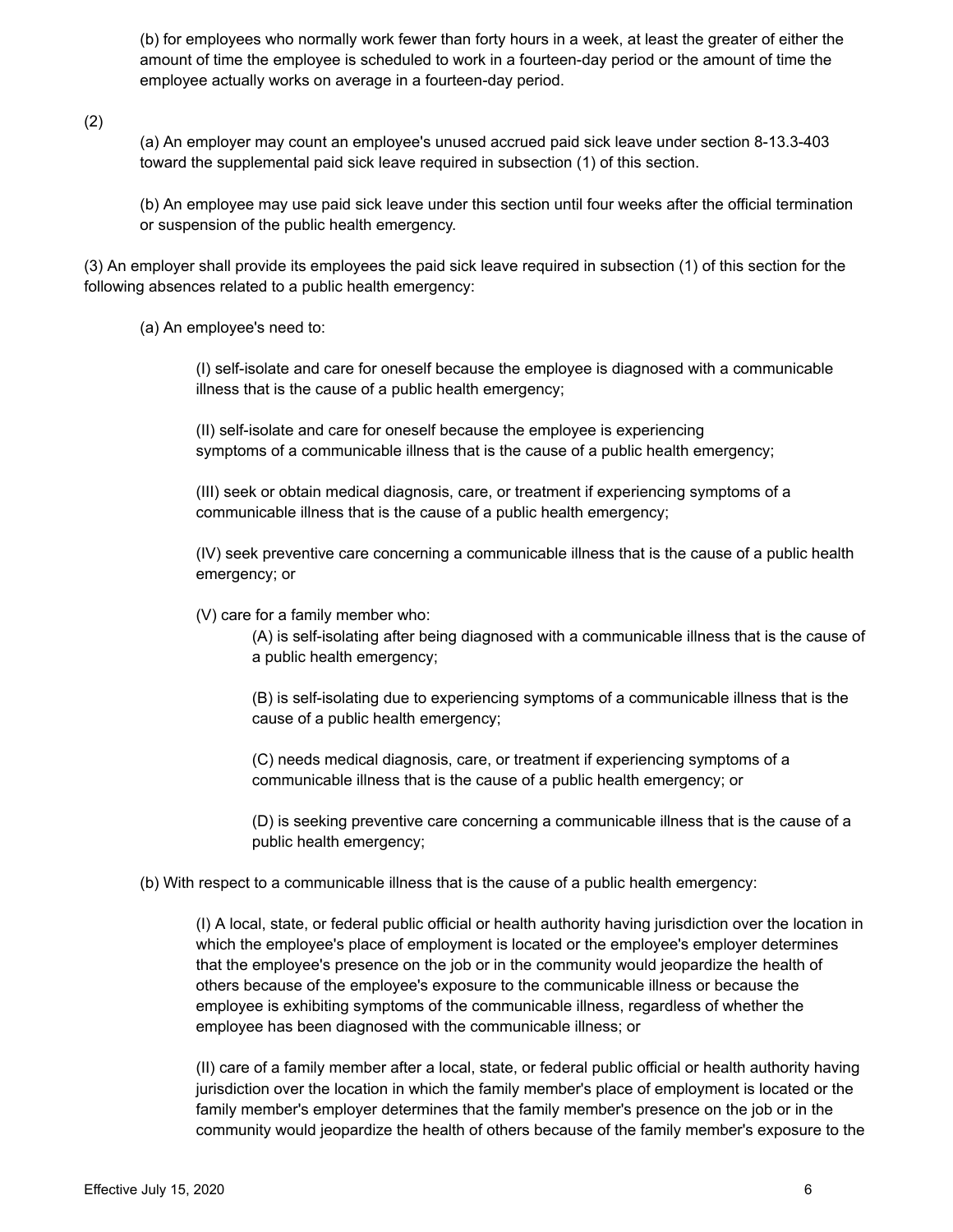(b) for employees who normally work fewer than forty hours in a week, at least the greater of either the amount of time the employee is scheduled to work in a fourteen-day period or the amount of time the employee actually works on average in a fourteen-day period.

(2)

(a) An employer may count an employee's unused accrued paid sick leave under section 8-13.3-403 toward the supplemental paid sick leave required in subsection (1) of this section.

(b) An employee may use paid sick leave under this section until four weeks after the official termination or suspension of the public health emergency.

(3) An employer shall provide its employees the paid sick leave required in subsection (1) of this section for the following absences related to a public health emergency:

(a) An employee's need to:

(I) self-isolate and care for oneself because the employee is diagnosed with a communicable illness that is the cause of a public health emergency;

(II) self-isolate and care for oneself because the employee is experiencing symptoms of a communicable illness that is the cause of a public health emergency;

(III) seek or obtain medical diagnosis, care, or treatment if experiencing symptoms of a communicable illness that is the cause of a public health emergency;

(IV) seek preventive care concerning a communicable illness that is the cause of a public health emergency; or

(V) care for a family member who:

(A) is self-isolating after being diagnosed with a communicable illness that is the cause of a public health emergency;

(B) is self-isolating due to experiencing symptoms of a communicable illness that is the cause of a public health emergency;

(C) needs medical diagnosis, care, or treatment if experiencing symptoms of a communicable illness that is the cause of a public health emergency; or

(D) is seeking preventive care concerning a communicable illness that is the cause of a public health emergency;

(b) With respect to a communicable illness that is the cause of a public health emergency:

(I) A local, state, or federal public official or health authority having jurisdiction over the location in which the employee's place of employment is located or the employee's employer determines that the employee's presence on the job or in the community would jeopardize the health of others because of the employee's exposure to the communicable illness or because the employee is exhibiting symptoms of the communicable illness, regardless of whether the employee has been diagnosed with the communicable illness; or

(II) care of a family member after a local, state, or federal public official or health authority having jurisdiction over the location in which the family member's place of employment is located or the family member's employer determines that the family member's presence on the job or in the community would jeopardize the health of others because of the family member's exposure to the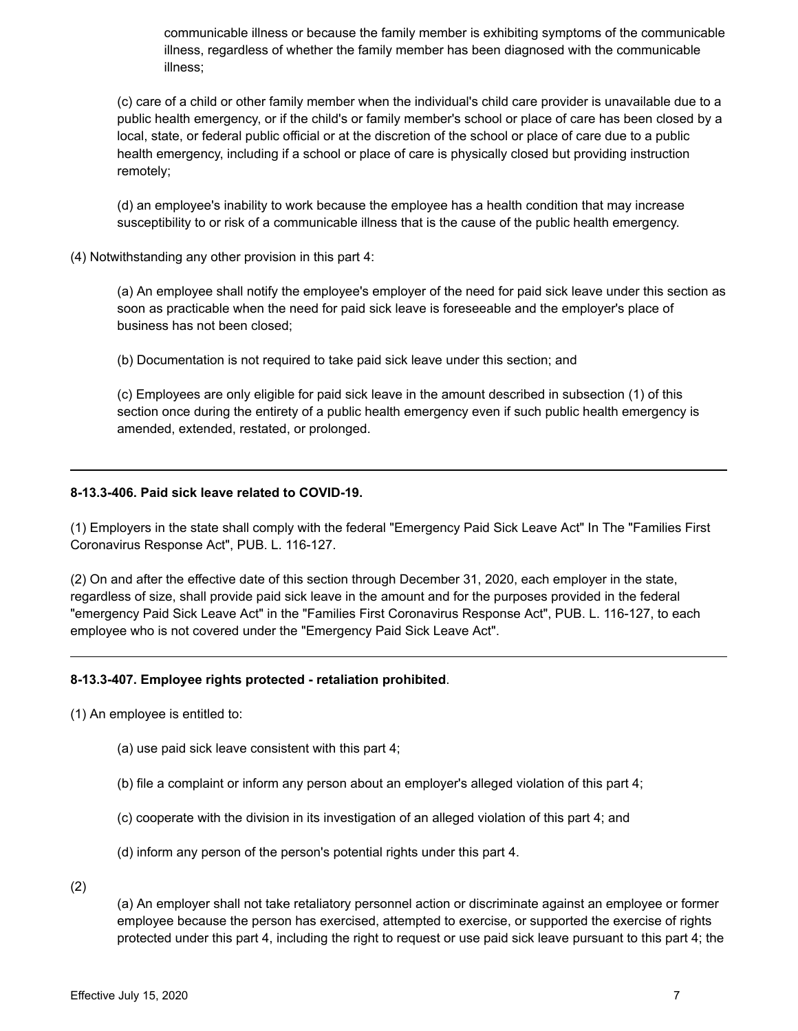communicable illness or because the family member is exhibiting symptoms of the communicable illness, regardless of whether the family member has been diagnosed with the communicable illness;

(c) care of a child or other family member when the individual's child care provider is unavailable due to a public health emergency, or if the child's or family member's school or place of care has been closed by a local, state, or federal public official or at the discretion of the school or place of care due to a public health emergency, including if a school or place of care is physically closed but providing instruction remotely;

(d) an employee's inability to work because the employee has a health condition that may increase susceptibility to or risk of a communicable illness that is the cause of the public health emergency.

(4) Notwithstanding any other provision in this part 4:

(a) An employee shall notify the employee's employer of the need for paid sick leave under this section as soon as practicable when the need for paid sick leave is foreseeable and the employer's place of business has not been closed;

(b) Documentation is not required to take paid sick leave under this section; and

(c) Employees are only eligible for paid sick leave in the amount described in subsection (1) of this section once during the entirety of a public health emergency even if such public health emergency is amended, extended, restated, or prolonged.

---

**8-13.3-406. Paid sick leave related to COVID-19.**

(1) Employers in the state shall comply with the federal "Emergency Paid Sick Leave Act" In The "Families First Coronavirus Response Act", PUB. L. 116-127.

(2) On and after the effective date of this section through December 31, 2020, each employer in the state, regardless of size, shall provide paid sick leave in the amount and for the purposes provided in the federal "emergency Paid Sick Leave Act" in the "Families First Coronavirus Response Act", PUB. L. 116-127, to each employee who is not covered under the "Emergency Paid Sick Leave Act".

---

**8-13.3-407. Employee rights protected - retaliation prohibited**.

(1) An employee is entitled to:

(a) use paid sick leave consistent with this part 4;

(b) file a complaint or inform any person about an employer's alleged violation of this part 4;

(c) cooperate with the division in its investigation of an alleged violation of this part 4; and

(d) inform any person of the person's potential rights under this part 4.

(2)

(a) An employer shall not take retaliatory personnel action or discriminate against an employee or former employee because the person has exercised, attempted to exercise, or supported the exercise of rights protected under this part 4, including the right to request or use paid sick leave pursuant to this part 4; the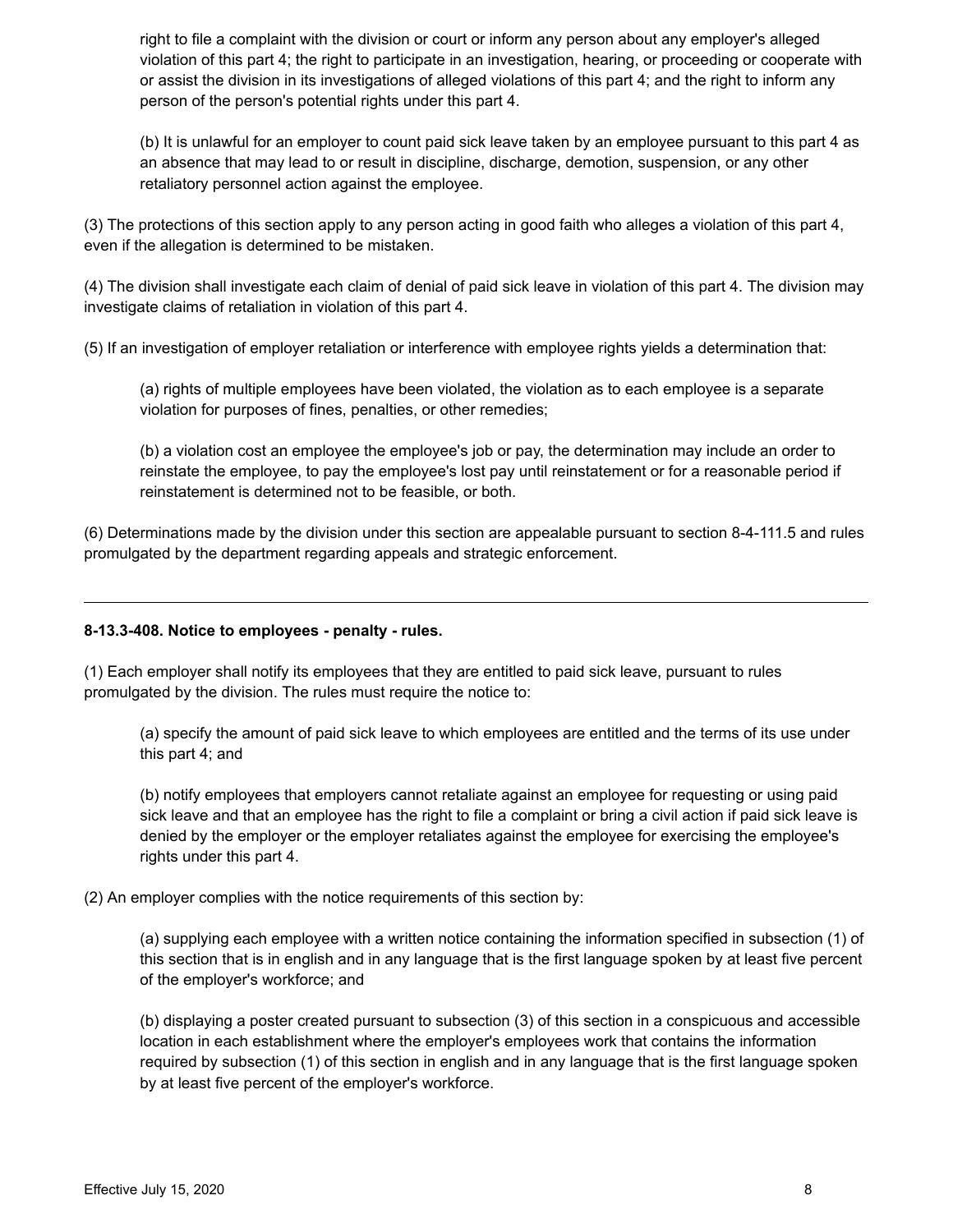right to file a complaint with the division or court or inform any person about any employer's alleged violation of this part 4; the right to participate in an investigation, hearing, or proceeding or cooperate with or assist the division in its investigations of alleged violations of this part 4; and the right to inform any person of the person's potential rights under this part 4.

(b) It is unlawful for an employer to count paid sick leave taken by an employee pursuant to this part 4 as an absence that may lead to or result in discipline, discharge, demotion, suspension, or any other retaliatory personnel action against the employee.

(3) The protections of this section apply to any person acting in good faith who alleges a violation of this part 4, even if the allegation is determined to be mistaken.

(4) The division shall investigate each claim of denial of paid sick leave in violation of this part 4. The division may investigate claims of retaliation in violation of this part 4.

(5) If an investigation of employer retaliation or interference with employee rights yields a determination that:

(a) rights of multiple employees have been violated, the violation as to each employee is a separate violation for purposes of fines, penalties, or other remedies;

(b) a violation cost an employee the employee's job or pay, the determination may include an order to reinstate the employee, to pay the employee's lost pay until reinstatement or for a reasonable period if reinstatement is determined not to be feasible, or both.

(6) Determinations made by the division under this section are appealable pursuant to section 8-4-111.5 and rules promulgated by the department regarding appeals and strategic enforcement.

---

**8-13.3-408. Notice to employees - penalty - rules.**

(1) Each employer shall notify its employees that they are entitled to paid sick leave, pursuant to rules promulgated by the division. The rules must require the notice to:

(a) specify the amount of paid sick leave to which employees are entitled and the terms of its use under this part 4; and

(b) notify employees that employers cannot retaliate against an employee for requesting or using paid sick leave and that an employee has the right to file a complaint or bring a civil action if paid sick leave is denied by the employer or the employer retaliates against the employee for exercising the employee's rights under this part 4.

(2) An employer complies with the notice requirements of this section by:

(a) supplying each employee with a written notice containing the information specified in subsection (1) of this section that is in english and in any language that is the first language spoken by at least five percent of the employer's workforce; and

(b) displaying a poster created pursuant to subsection (3) of this section in a conspicuous and accessible location in each establishment where the employer's employees work that contains the information required by subsection (1) of this section in english and in any language that is the first language spoken by at least five percent of the employer's workforce.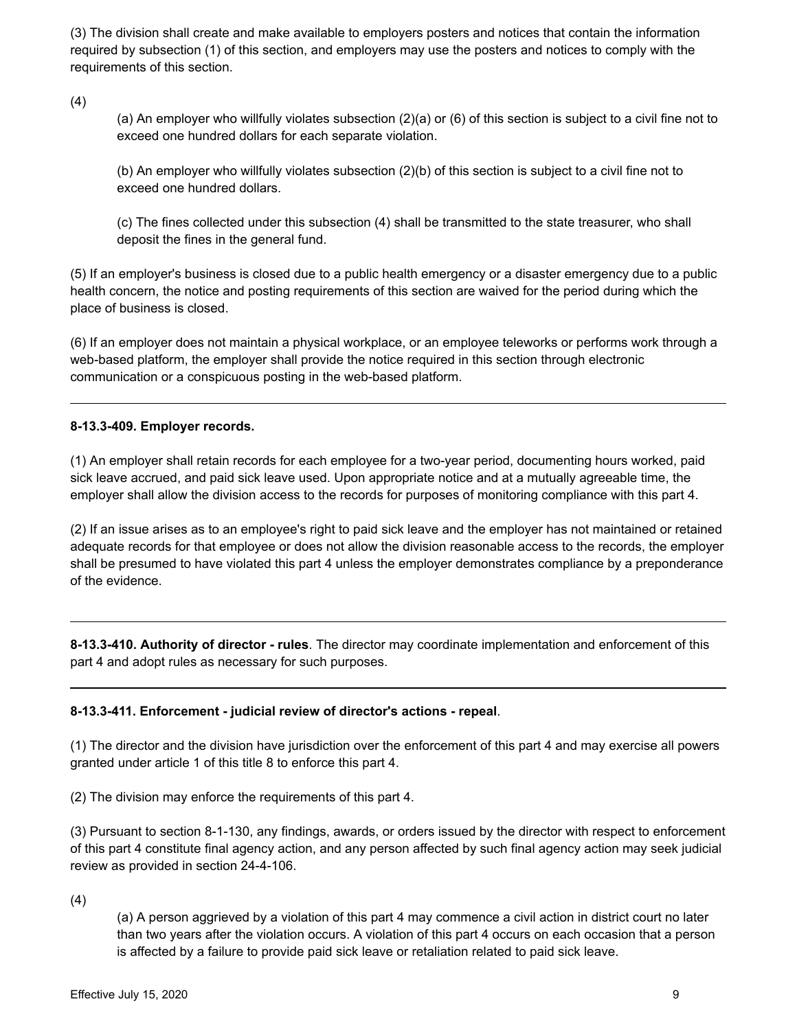(3) The division shall create and make available to employers posters and notices that contain the information required by subsection (1) of this section, and employers may use the posters and notices to comply with the requirements of this section.

(4)

(a) An employer who willfully violates subsection (2)(a) or (6) of this section is subject to a civil fine not to exceed one hundred dollars for each separate violation.

(b) An employer who willfully violates subsection (2)(b) of this section is subject to a civil fine not to exceed one hundred dollars.

(c) The fines collected under this subsection (4) shall be transmitted to the state treasurer, who shall deposit the fines in the general fund.

(5) If an employer's business is closed due to a public health emergency or a disaster emergency due to a public health concern, the notice and posting requirements of this section are waived for the period during which the place of business is closed.

(6) If an employer does not maintain a physical workplace, or an employee teleworks or performs work through a web-based platform, the employer shall provide the notice required in this section through electronic communication or a conspicuous posting in the web-based platform.

---

**8-13.3-409. Employer records.**

(1) An employer shall retain records for each employee for a two-year period, documenting hours worked, paid sick leave accrued, and paid sick leave used. Upon appropriate notice and at a mutually agreeable time, the employer shall allow the division access to the records for purposes of monitoring compliance with this part 4.

(2) If an issue arises as to an employee's right to paid sick leave and the employer has not maintained or retained adequate records for that employee or does not allow the division reasonable access to the records, the employer shall be presumed to have violated this part 4 unless the employer demonstrates compliance by a preponderance of the evidence.

---

**8-13.3-410. Authority of director - rules**. The director may coordinate implementation and enforcement of this part 4 and adopt rules as necessary for such purposes.

---

**8-13.3-411. Enforcement - judicial review of director's actions - repeal**.

(1) The director and the division have jurisdiction over the enforcement of this part 4 and may exercise all powers granted under article 1 of this title 8 to enforce this part 4.

(2) The division may enforce the requirements of this part 4.

(3) Pursuant to section 8-1-130, any findings, awards, or orders issued by the director with respect to enforcement of this part 4 constitute final agency action, and any person affected by such final agency action may seek judicial review as provided in section 24-4-106.

(4)

(a) A person aggrieved by a violation of this part 4 may commence a civil action in district court no later than two years after the violation occurs. A violation of this part 4 occurs on each occasion that a person is affected by a failure to provide paid sick leave or retaliation related to paid sick leave.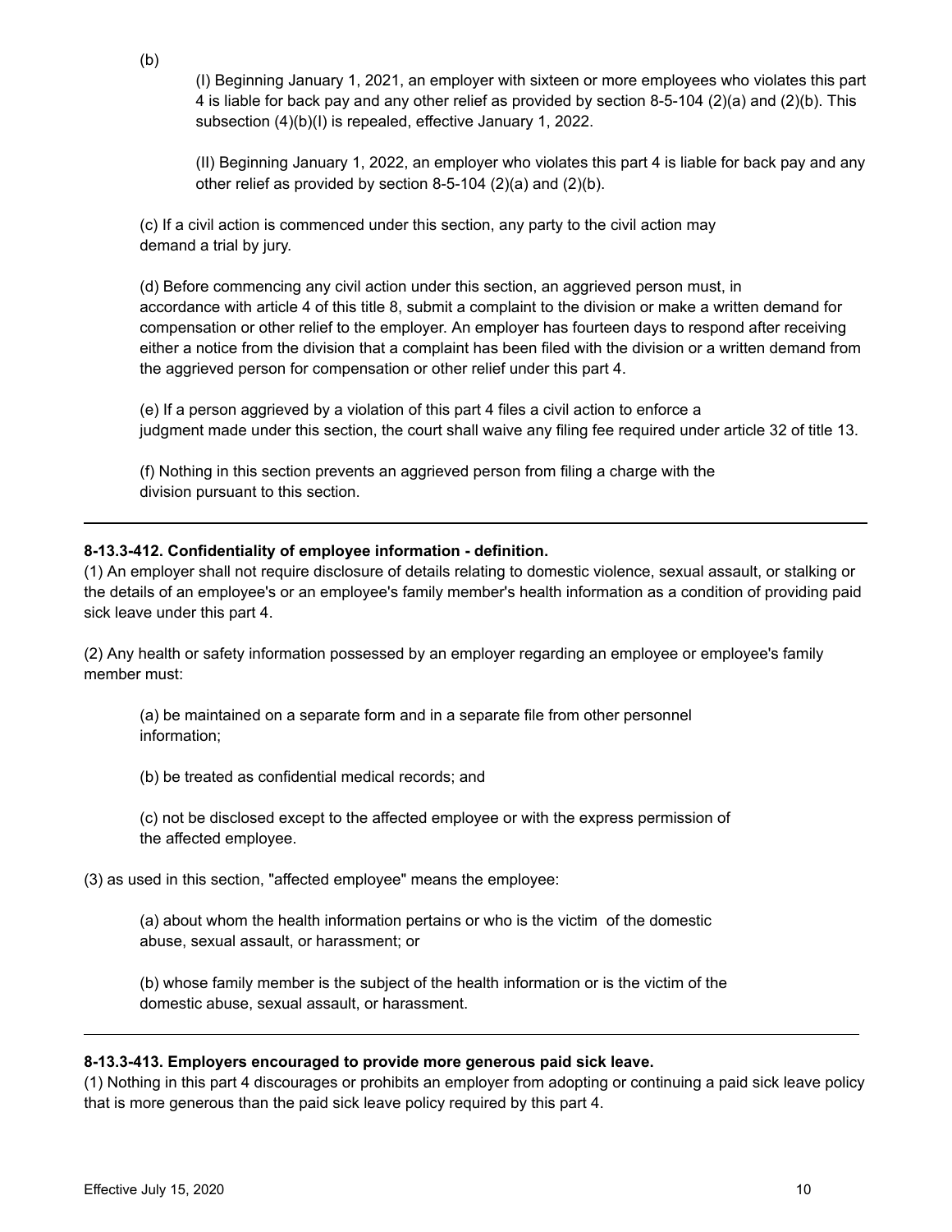(b)

(I) Beginning January 1, 2021, an employer with sixteen or more employees who violates this part 4 is liable for back pay and any other relief as provided by section 8-5-104 (2)(a) and (2)(b). This subsection (4)(b)(I) is repealed, effective January 1, 2022.

(II) Beginning January 1, 2022, an employer who violates this part 4 is liable for back pay and any other relief as provided by section 8-5-104 (2)(a) and (2)(b).

(c) If a civil action is commenced under this section, any party to the civil action may demand a trial by jury.

(d) Before commencing any civil action under this section, an aggrieved person must, in accordance with article 4 of this title 8, submit a complaint to the division or make a written demand for compensation or other relief to the employer. An employer has fourteen days to respond after receiving either a notice from the division that a complaint has been filed with the division or a written demand from the aggrieved person for compensation or other relief under this part 4.

(e) If a person aggrieved by a violation of this part 4 files a civil action to enforce a judgment made under this section, the court shall waive any filing fee required under article 32 of title 13.

(f) Nothing in this section prevents an aggrieved person from filing a charge with the division pursuant to this section.

---

**8-13.3-412. Confidentiality of employee information - definition.**

(1) An employer shall not require disclosure of details relating to domestic violence, sexual assault, or stalking or the details of an employee's or an employee's family member's health information as a condition of providing paid sick leave under this part 4.

(2) Any health or safety information possessed by an employer regarding an employee or employee's family member must:

(a) be maintained on a separate form and in a separate file from other personnel information;

(b) be treated as confidential medical records; and

(c) not be disclosed except to the affected employee or with the express permission of the affected employee.

(3) as used in this section, "affected employee" means the employee:

(a) about whom the health information pertains or who is the victim of the domestic abuse, sexual assault, or harassment; or

(b) whose family member is the subject of the health information or is the victim of the domestic abuse, sexual assault, or harassment.

---

**8-13.3-413. Employers encouraged to provide more generous paid sick leave.**

(1) Nothing in this part 4 discourages or prohibits an employer from adopting or continuing a paid sick leave policy that is more generous than the paid sick leave policy required by this part 4.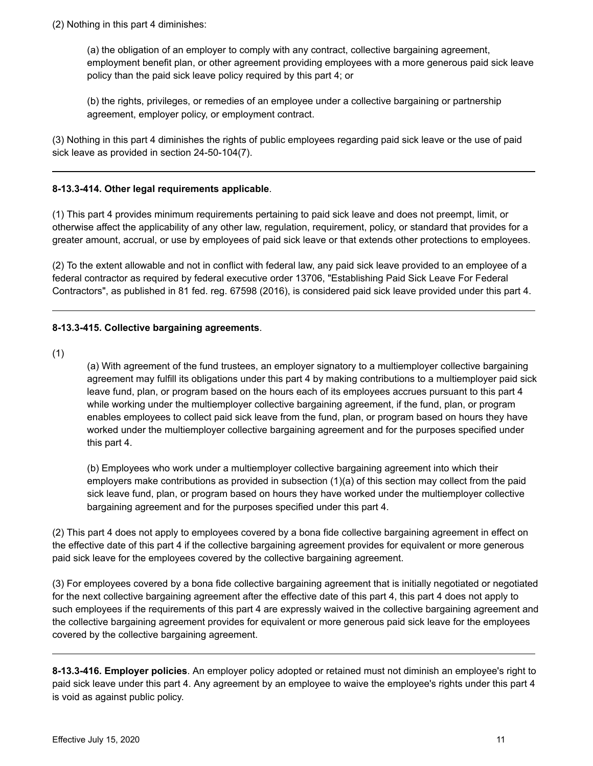(2) Nothing in this part 4 diminishes:

(a) the obligation of an employer to comply with any contract, collective bargaining agreement, employment benefit plan, or other agreement providing employees with a more generous paid sick leave policy than the paid sick leave policy required by this part 4; or

(b) the rights, privileges, or remedies of an employee under a collective bargaining or partnership agreement, employer policy, or employment contract.

(3) Nothing in this part 4 diminishes the rights of public employees regarding paid sick leave or the use of paid sick leave as provided in section 24-50-104(7).

---

**8-13.3-414. Other legal requirements applicable**.

(1) This part 4 provides minimum requirements pertaining to paid sick leave and does not preempt, limit, or otherwise affect the applicability of any other law, regulation, requirement, policy, or standard that provides for a greater amount, accrual, or use by employees of paid sick leave or that extends other protections to employees.

(2) To the extent allowable and not in conflict with federal law, any paid sick leave provided to an employee of a federal contractor as required by federal executive order 13706, "Establishing Paid Sick Leave For Federal Contractors", as published in 81 fed. reg. 67598 (2016), is considered paid sick leave provided under this part 4.

---

**8-13.3-415. Collective bargaining agreements**.

(1)

(a) With agreement of the fund trustees, an employer signatory to a multiemployer collective bargaining agreement may fulfill its obligations under this part 4 by making contributions to a multiemployer paid sick leave fund, plan, or program based on the hours each of its employees accrues pursuant to this part 4 while working under the multiemployer collective bargaining agreement, if the fund, plan, or program enables employees to collect paid sick leave from the fund, plan, or program based on hours they have worked under the multiemployer collective bargaining agreement and for the purposes specified under this part 4.

(b) Employees who work under a multiemployer collective bargaining agreement into which their employers make contributions as provided in subsection (1)(a) of this section may collect from the paid sick leave fund, plan, or program based on hours they have worked under the multiemployer collective bargaining agreement and for the purposes specified under this part 4.

(2) This part 4 does not apply to employees covered by a bona fide collective bargaining agreement in effect on the effective date of this part 4 if the collective bargaining agreement provides for equivalent or more generous paid sick leave for the employees covered by the collective bargaining agreement.

(3) For employees covered by a bona fide collective bargaining agreement that is initially negotiated or negotiated for the next collective bargaining agreement after the effective date of this part 4, this part 4 does not apply to such employees if the requirements of this part 4 are expressly waived in the collective bargaining agreement and the collective bargaining agreement provides for equivalent or more generous paid sick leave for the employees covered by the collective bargaining agreement.

---

**8-13.3-416. Employer policies**. An employer policy adopted or retained must not diminish an employee's right to paid sick leave under this part 4. Any agreement by an employee to waive the employee's rights under this part 4 is void as against public policy.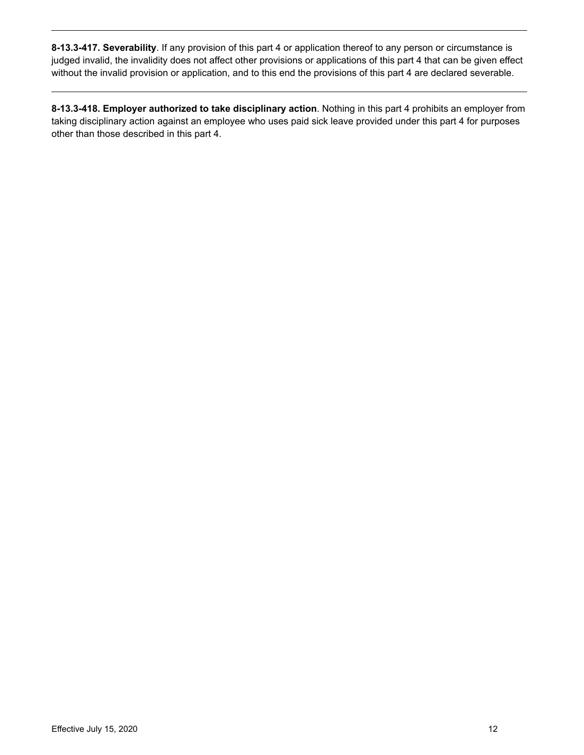---

**8-13.3-417. Severability**. If any provision of this part 4 or application thereof to any person or circumstance is judged invalid, the invalidity does not affect other provisions or applications of this part 4 that can be given effect without the invalid provision or application, and to this end the provisions of this part 4 are declared severable.

---

**8-13.3-418. Employer authorized to take disciplinary action**. Nothing in this part 4 prohibits an employer from taking disciplinary action against an employee who uses paid sick leave provided under this part 4 for purposes other than those described in this part 4.